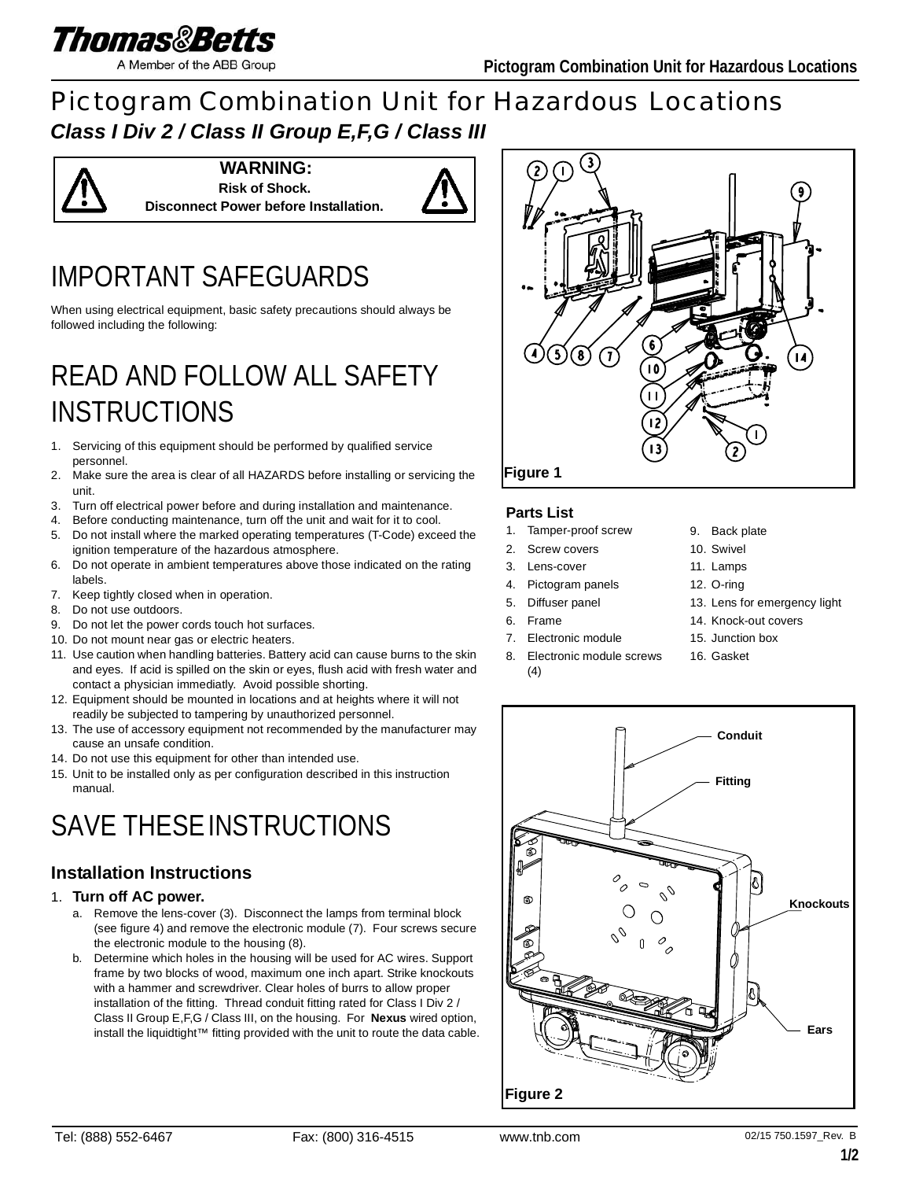# Pictogram Combination Unit for Hazardous Locations

***Class I Div 2 / Class II Group E,F,G / Class III***

**WARNING:**
**Risk of Shock.**
**Disconnect Power before Installation.**

# IMPORTANT SAFEGUARDS

When using electrical equipment, basic safety precautions should always be followed including the following:

# READ AND FOLLOW ALL SAFETY INSTRUCTIONS

1. Servicing of this equipment should be performed by qualified service personnel.
2. Make sure the area is clear of all HAZARDS before installing or servicing the unit.
3. Turn off electrical power before and during installation and maintenance.
4. Before conducting maintenance, turn off the unit and wait for it to cool.
5. Do not install where the marked operating temperatures (T-Code) exceed the ignition temperature of the hazardous atmosphere.
6. Do not operate in ambient temperatures above those indicated on the rating labels.
7. Keep tightly closed when in operation.
8. Do not use outdoors.
9. Do not let the power cords touch hot surfaces.
10. Do not mount near gas or electric heaters.
11. Use caution when handling batteries. Battery acid can cause burns to the skin and eyes. If acid is spilled on the skin or eyes, flush acid with fresh water and contact a physician immediatly. Avoid possible shorting.
12. Equipment should be mounted in locations and at heights where it will not readily be subjected to tampering by unauthorized personnel.
13. The use of accessory equipment not recommended by the manufacturer may cause an unsafe condition.
14. Do not use this equipment for other than intended use.
15. Unit to be installed only as per configuration described in this instruction manual.

# SAVE THESE INSTRUCTIONS

### Installation Instructions

1. **Turn off AC power.**
   a. Remove the lens-cover (3). Disconnect the lamps from terminal block (see figure 4) and remove the electronic module (7). Four screws secure the electronic module to the housing (8).
   b. Determine which holes in the housing will be used for AC wires. Support frame by two blocks of wood, maximum one inch apart. Strike knockouts with a hammer and screwdriver. Clear holes of burrs to allow proper installation of the fitting. Thread conduit fitting rated for Class I Div 2 / Class II Group E,F,G / Class III, on the housing. For **Nexus** wired option, install the liquidtight™ fitting provided with the unit to route the data cable.

**Figure 1**

**Parts List**

1. Tamper-proof screw
2. Screw covers
3. Lens-cover
4. Pictogram panels
5. Diffuser panel
6. Frame
7. Electronic module
8. Electronic module screws (4)
9. Back plate
10. Swivel
11. Lamps
12. O-ring
13. Lens for emergency light
14. Knock-out covers
15. Junction box
16. Gasket

Conduit
Fitting
Knockouts
Ears

**Figure 2**

Tel: (888) 552-6467 Fax: (800) 316-4515 www.tnb.com

02/15 750.1597_Rev. B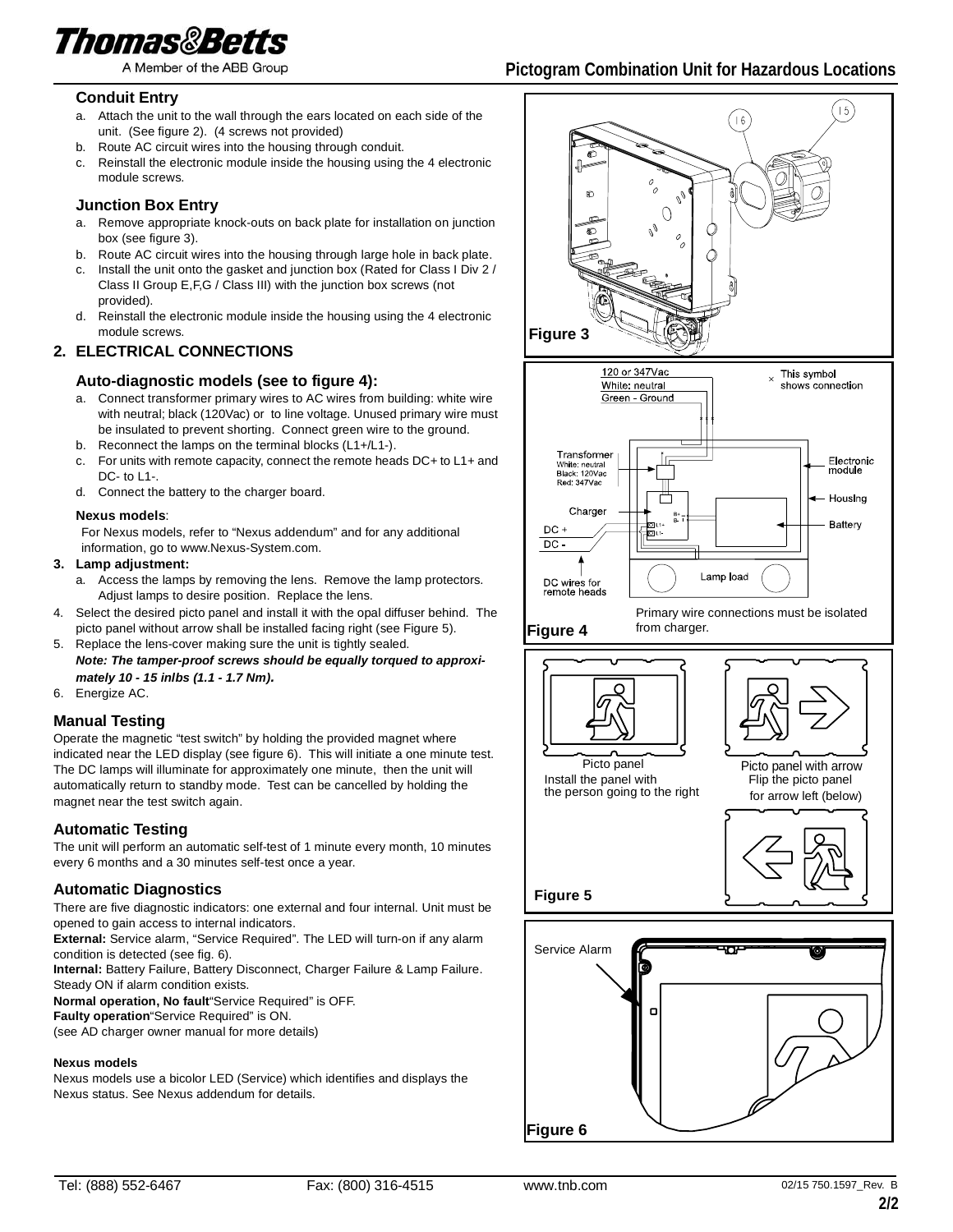### Conduit Entry

a. Attach the unit to the wall through the ears located on each side of the unit. (See figure 2). (4 screws not provided)
b. Route AC circuit wires into the housing through conduit.
c. Reinstall the electronic module inside the housing using the 4 electronic module screws.

### Junction Box Entry

a. Remove appropriate knock-outs on back plate for installation on junction box (see figure 3).
b. Route AC circuit wires into the housing through large hole in back plate.
c. Install the unit onto the gasket and junction box (Rated for Class I Div 2 / Class II Group E,F,G / Class III) with the junction box screws (not provided).
d. Reinstall the electronic module inside the housing using the 4 electronic module screws.

## 2. ELECTRICAL CONNECTIONS

### Auto-diagnostic models (see to figure 4):

a. Connect transformer primary wires to AC wires from building: white wire with neutral; black (120Vac) or to line voltage. Unused primary wire must be insulated to prevent shorting. Connect green wire to the ground.
b. Reconnect the lamps on the terminal blocks (L1+/L1-).
c. For units with remote capacity, connect the remote heads DC+ to L1+ and DC- to L1-.
d. Connect the battery to the charger board.

**Nexus models**:
For Nexus models, refer to "Nexus addendum" and for any additional information, go to www.Nexus-System.com.

**3. Lamp adjustment:**

a. Access the lamps by removing the lens. Remove the lamp protectors. Adjust lamps to desire position. Replace the lens.

4. Select the desired picto panel and install it with the opal diffuser behind. The picto panel without arrow shall be installed facing right (see Figure 5).
5. Replace the lens-cover making sure the unit is tightly sealed.
   ***Note: The tamper-proof screws should be equally torqued to approximately 10 - 15 inlbs (1.1 - 1.7 Nm).***
6. Energize AC.

### Manual Testing

Operate the magnetic "test switch" by holding the provided magnet where indicated near the LED display (see figure 6). This will initiate a one minute test. The DC lamps will illuminate for approximately one minute, then the unit will automatically return to standby mode. Test can be cancelled by holding the magnet near the test switch again.

### Automatic Testing

The unit will perform an automatic self-test of 1 minute every month, 10 minutes every 6 months and a 30 minutes self-test once a year.

### Automatic Diagnostics

There are five diagnostic indicators: one external and four internal. Unit must be opened to gain access to internal indicators.

**External:** Service alarm, "Service Required". The LED will turn-on if any alarm condition is detected (see fig. 6).

**Internal:** Battery Failure, Battery Disconnect, Charger Failure & Lamp Failure. Steady ON if alarm condition exists.

**Normal operation, No fault**"Service Required" is OFF.

**Faulty operation**"Service Required" is ON.

(see AD charger owner manual for more details)

#### Nexus models

Nexus models use a bicolor LED (Service) which identifies and displays the Nexus status. See Nexus addendum for details.

16
15

**Figure 3**

120 or 347Vac
White: neutral
Green - Ground
× This symbol shows connection
Transformer
White: neutral
Black: 120Vac
Red: 347Vac
Electronic module
Housing
Charger
Battery
DC +
DC -
B+
B-
L1+
L1-
DC wires for remote heads
Lamp load
Primary wire connections must be isolated from charger.

**Figure 4**

Picto panel
Install the panel with the person going to the right
Picto panel with arrow
Flip the picto panel for arrow left (below)

**Figure 5**

Service Alarm

**Figure 6**